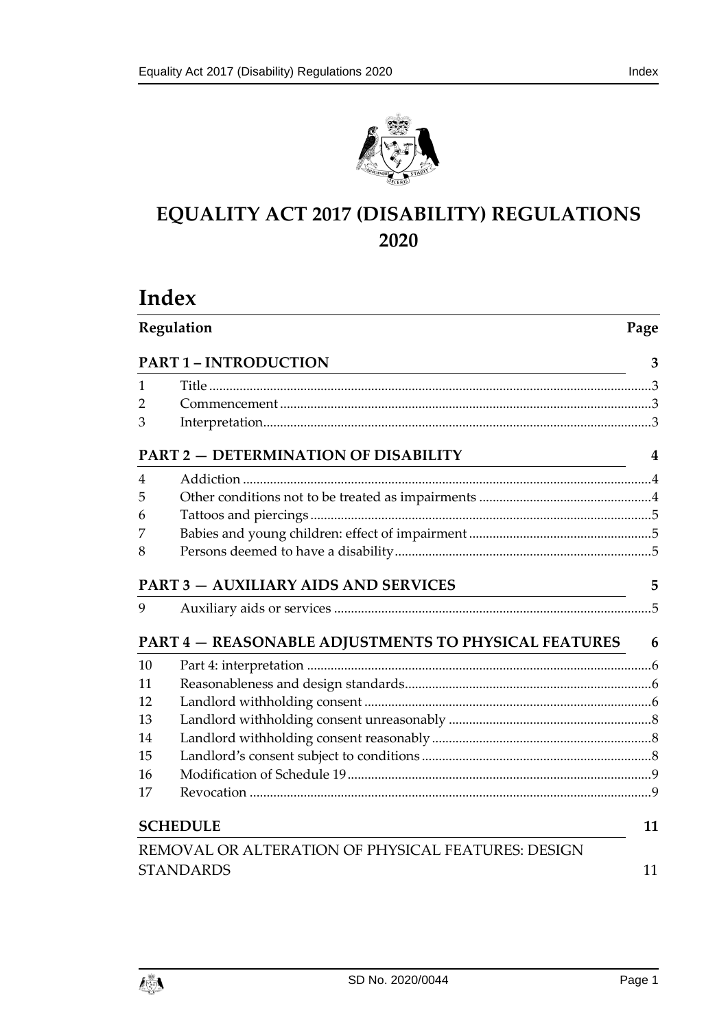# EQUALITY ACT 2017 (DISABILITY) REGULATIONS 2020

## Index

| Regulation | | Page |
|---|---|---|
| **PART 1 – INTRODUCTION** | | **3** |
| 1 | Title | 3 |
| 2 | Commencement | 3 |
| 3 | Interpretation | 3 |
| **PART 2 — DETERMINATION OF DISABILITY** | | **4** |
| 4 | Addiction | 4 |
| 5 | Other conditions not to be treated as impairments | 4 |
| 6 | Tattoos and piercings | 5 |
| 7 | Babies and young children: effect of impairment | 5 |
| 8 | Persons deemed to have a disability | 5 |
| **PART 3 — AUXILIARY AIDS AND SERVICES** | | **5** |
| 9 | Auxiliary aids or services | 5 |
| **PART 4 — REASONABLE ADJUSTMENTS TO PHYSICAL FEATURES** | | **6** |
| 10 | Part 4: interpretation | 6 |
| 11 | Reasonableness and design standards | 6 |
| 12 | Landlord withholding consent | 6 |
| 13 | Landlord withholding consent unreasonably | 8 |
| 14 | Landlord withholding consent reasonably | 8 |
| 15 | Landlord's consent subject to conditions | 8 |
| 16 | Modification of Schedule 19 | 9 |
| 17 | Revocation | 9 |
| **SCHEDULE** | | **11** |
| REMOVAL OR ALTERATION OF PHYSICAL FEATURES: DESIGN STANDARDS | | 11 |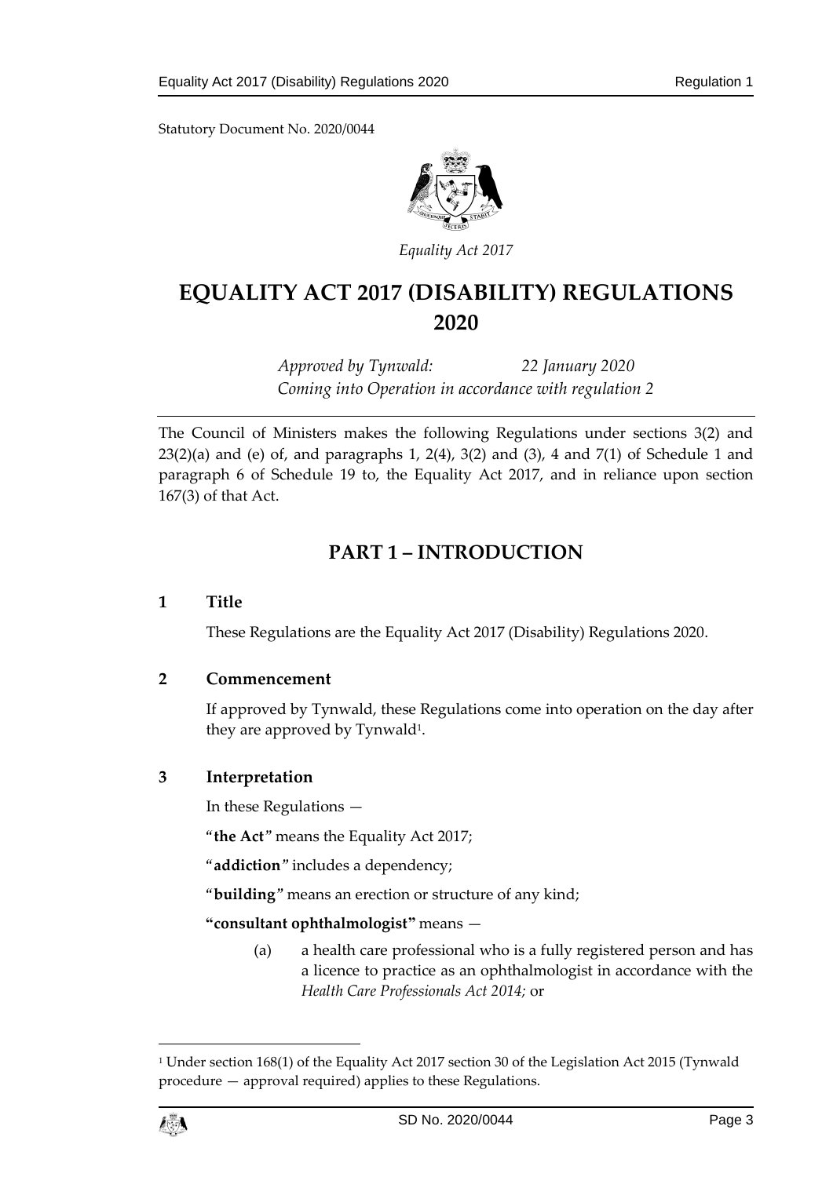Statutory Document No. 2020/0044

*Equality Act 2017*

# EQUALITY ACT 2017 (DISABILITY) REGULATIONS 2020

*Approved by Tynwald: 22 January 2020*
*Coming into Operation in accordance with regulation 2*

The Council of Ministers makes the following Regulations under sections 3(2) and 23(2)(a) and (e) of, and paragraphs 1, 2(4), 3(2) and (3), 4 and 7(1) of Schedule 1 and paragraph 6 of Schedule 19 to, the Equality Act 2017, and in reliance upon section 167(3) of that Act.

## PART 1 – INTRODUCTION

### 1 Title

These Regulations are the Equality Act 2017 (Disability) Regulations 2020.

### 2 Commencement

If approved by Tynwald, these Regulations come into operation on the day after they are approved by Tynwald[1].

### 3 Interpretation

In these Regulations —

"**the Act**" means the Equality Act 2017;

"**addiction**" includes a dependency;

"**building**" means an erection or structure of any kind;

**"consultant ophthalmologist"** means —

(a) a health care professional who is a fully registered person and has a licence to practice as an ophthalmologist in accordance with the *Health Care Professionals Act 2014*; or

[1] Under section 168(1) of the Equality Act 2017 section 30 of the Legislation Act 2015 (Tynwald procedure — approval required) applies to these Regulations.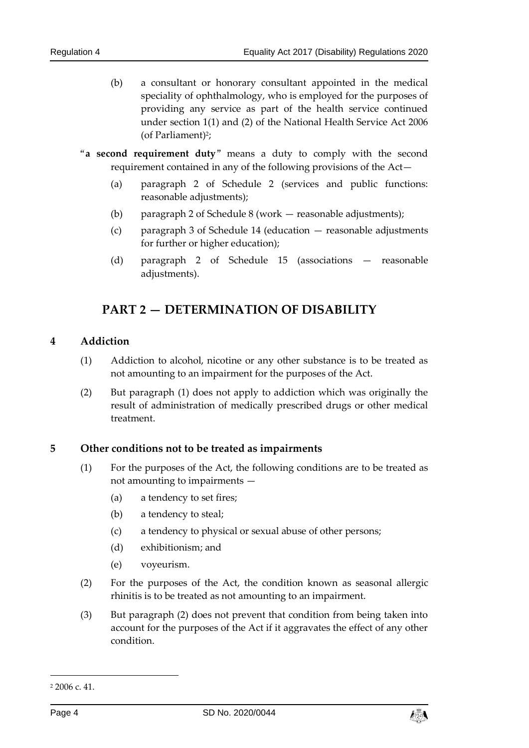(b) a consultant or honorary consultant appointed in the medical speciality of ophthalmology, who is employed for the purposes of providing any service as part of the health service continued under section 1(1) and (2) of the National Health Service Act 2006 (of Parliament)[2];

"**a second requirement duty**" means a duty to comply with the second requirement contained in any of the following provisions of the Act—

(a) paragraph 2 of Schedule 2 (services and public functions: reasonable adjustments);

(b) paragraph 2 of Schedule 8 (work — reasonable adjustments);

(c) paragraph 3 of Schedule 14 (education — reasonable adjustments for further or higher education);

(d) paragraph 2 of Schedule 15 (associations — reasonable adjustments).

## PART 2 — DETERMINATION OF DISABILITY

### 4 Addiction

(1) Addiction to alcohol, nicotine or any other substance is to be treated as not amounting to an impairment for the purposes of the Act.

(2) But paragraph (1) does not apply to addiction which was originally the result of administration of medically prescribed drugs or other medical treatment.

### 5 Other conditions not to be treated as impairments

(1) For the purposes of the Act, the following conditions are to be treated as not amounting to impairments —

(a) a tendency to set fires;

(b) a tendency to steal;

(c) a tendency to physical or sexual abuse of other persons;

(d) exhibitionism; and

(e) voyeurism.

(2) For the purposes of the Act, the condition known as seasonal allergic rhinitis is to be treated as not amounting to an impairment.

(3) But paragraph (2) does not prevent that condition from being taken into account for the purposes of the Act if it aggravates the effect of any other condition.

---

[2] 2006 c. 41.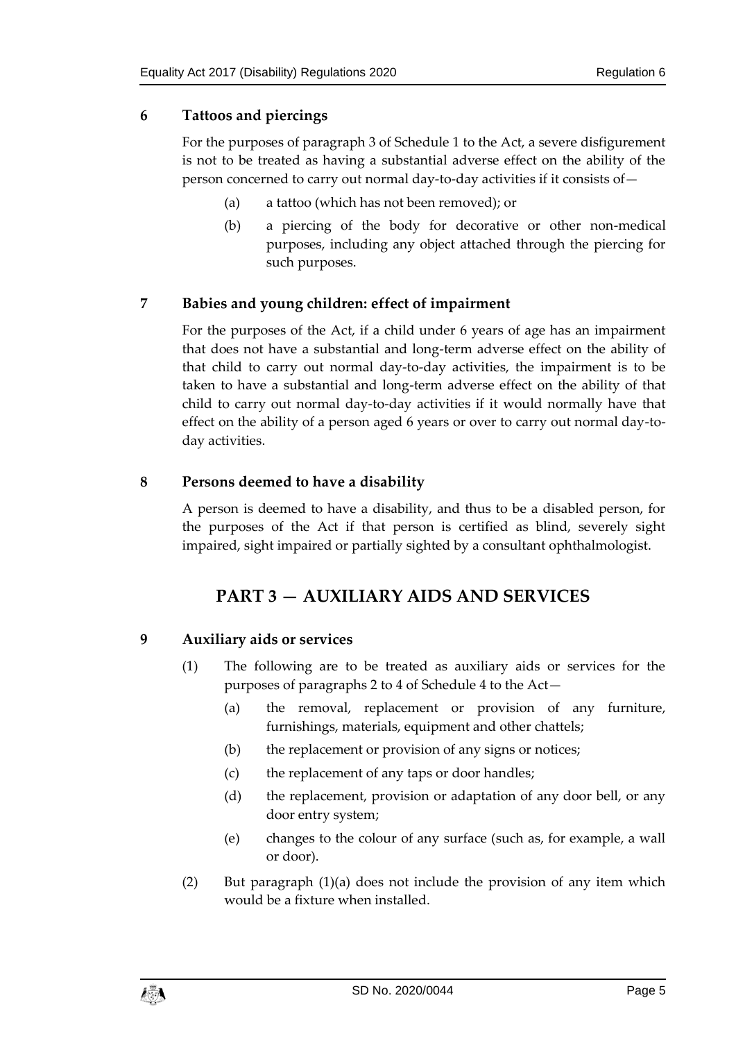### 6 Tattoos and piercings

For the purposes of paragraph 3 of Schedule 1 to the Act, a severe disfigurement is not to be treated as having a substantial adverse effect on the ability of the person concerned to carry out normal day-to-day activities if it consists of—

(a) a tattoo (which has not been removed); or

(b) a piercing of the body for decorative or other non-medical purposes, including any object attached through the piercing for such purposes.

### 7 Babies and young children: effect of impairment

For the purposes of the Act, if a child under 6 years of age has an impairment that does not have a substantial and long-term adverse effect on the ability of that child to carry out normal day-to-day activities, the impairment is to be taken to have a substantial and long-term adverse effect on the ability of that child to carry out normal day-to-day activities if it would normally have that effect on the ability of a person aged 6 years or over to carry out normal day-to-day activities.

### 8 Persons deemed to have a disability

A person is deemed to have a disability, and thus to be a disabled person, for the purposes of the Act if that person is certified as blind, severely sight impaired, sight impaired or partially sighted by a consultant ophthalmologist.

## PART 3 — AUXILIARY AIDS AND SERVICES

### 9 Auxiliary aids or services

(1) The following are to be treated as auxiliary aids or services for the purposes of paragraphs 2 to 4 of Schedule 4 to the Act—

(a) the removal, replacement or provision of any furniture, furnishings, materials, equipment and other chattels;

(b) the replacement or provision of any signs or notices;

(c) the replacement of any taps or door handles;

(d) the replacement, provision or adaptation of any door bell, or any door entry system;

(e) changes to the colour of any surface (such as, for example, a wall or door).

(2) But paragraph (1)(a) does not include the provision of any item which would be a fixture when installed.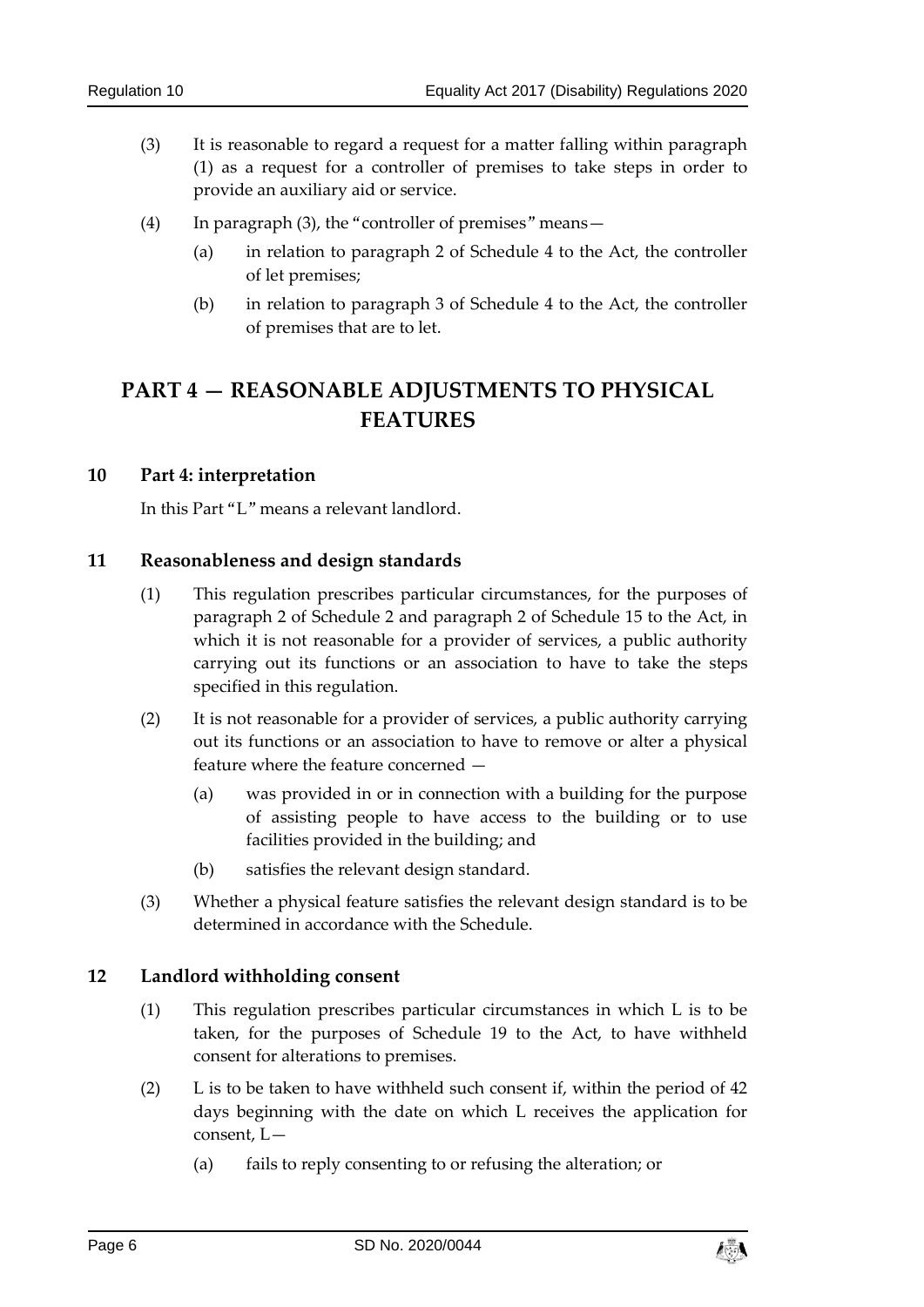(3) It is reasonable to regard a request for a matter falling within paragraph (1) as a request for a controller of premises to take steps in order to provide an auxiliary aid or service.

(4) In paragraph (3), the "controller of premises" means—

(a) in relation to paragraph 2 of Schedule 4 to the Act, the controller of let premises;

(b) in relation to paragraph 3 of Schedule 4 to the Act, the controller of premises that are to let.

# PART 4 — REASONABLE ADJUSTMENTS TO PHYSICAL FEATURES

### 10 Part 4: interpretation

In this Part "L" means a relevant landlord.

### 11 Reasonableness and design standards

(1) This regulation prescribes particular circumstances, for the purposes of paragraph 2 of Schedule 2 and paragraph 2 of Schedule 15 to the Act, in which it is not reasonable for a provider of services, a public authority carrying out its functions or an association to have to take the steps specified in this regulation.

(2) It is not reasonable for a provider of services, a public authority carrying out its functions or an association to have to remove or alter a physical feature where the feature concerned —

(a) was provided in or in connection with a building for the purpose of assisting people to have access to the building or to use facilities provided in the building; and

(b) satisfies the relevant design standard.

(3) Whether a physical feature satisfies the relevant design standard is to be determined in accordance with the Schedule.

### 12 Landlord withholding consent

(1) This regulation prescribes particular circumstances in which L is to be taken, for the purposes of Schedule 19 to the Act, to have withheld consent for alterations to premises.

(2) L is to be taken to have withheld such consent if, within the period of 42 days beginning with the date on which L receives the application for consent, L—

(a) fails to reply consenting to or refusing the alteration; or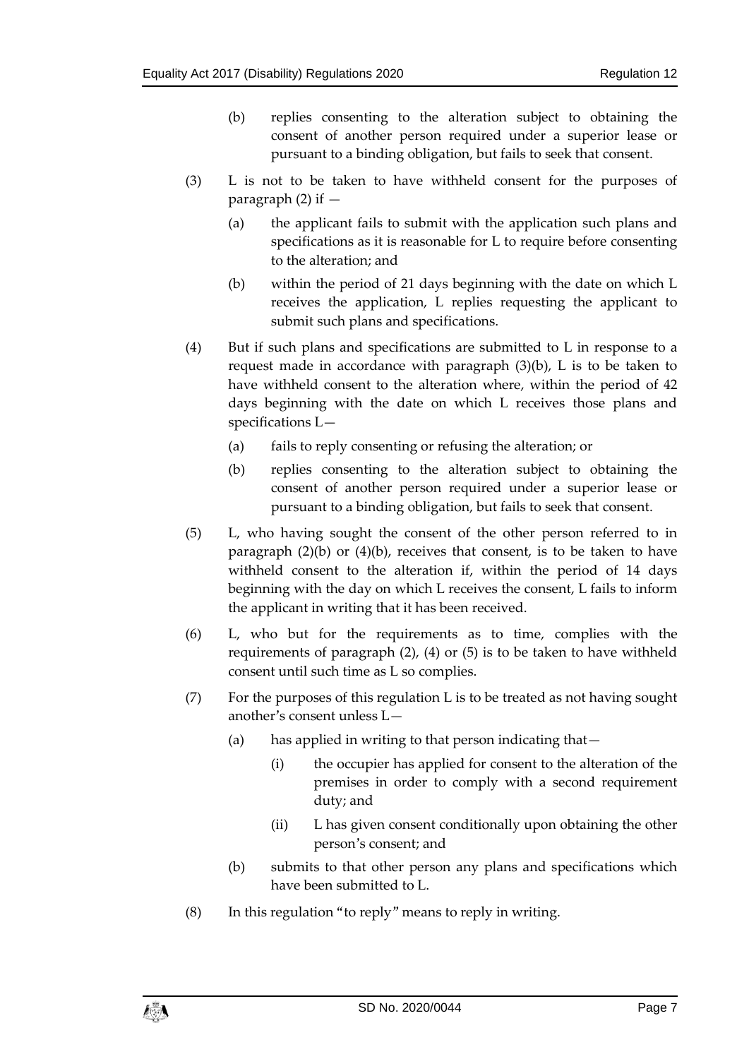(b) replies consenting to the alteration subject to obtaining the consent of another person required under a superior lease or pursuant to a binding obligation, but fails to seek that consent.

(3) L is not to be taken to have withheld consent for the purposes of paragraph (2) if —

(a) the applicant fails to submit with the application such plans and specifications as it is reasonable for L to require before consenting to the alteration; and

(b) within the period of 21 days beginning with the date on which L receives the application, L replies requesting the applicant to submit such plans and specifications.

(4) But if such plans and specifications are submitted to L in response to a request made in accordance with paragraph (3)(b), L is to be taken to have withheld consent to the alteration where, within the period of 42 days beginning with the date on which L receives those plans and specifications L—

(a) fails to reply consenting or refusing the alteration; or

(b) replies consenting to the alteration subject to obtaining the consent of another person required under a superior lease or pursuant to a binding obligation, but fails to seek that consent.

(5) L, who having sought the consent of the other person referred to in paragraph (2)(b) or (4)(b), receives that consent, is to be taken to have withheld consent to the alteration if, within the period of 14 days beginning with the day on which L receives the consent, L fails to inform the applicant in writing that it has been received.

(6) L, who but for the requirements as to time, complies with the requirements of paragraph (2), (4) or (5) is to be taken to have withheld consent until such time as L so complies.

(7) For the purposes of this regulation L is to be treated as not having sought another's consent unless L—

(a) has applied in writing to that person indicating that—

(i) the occupier has applied for consent to the alteration of the premises in order to comply with a second requirement duty; and

(ii) L has given consent conditionally upon obtaining the other person's consent; and

(b) submits to that other person any plans and specifications which have been submitted to L.

(8) In this regulation "to reply" means to reply in writing.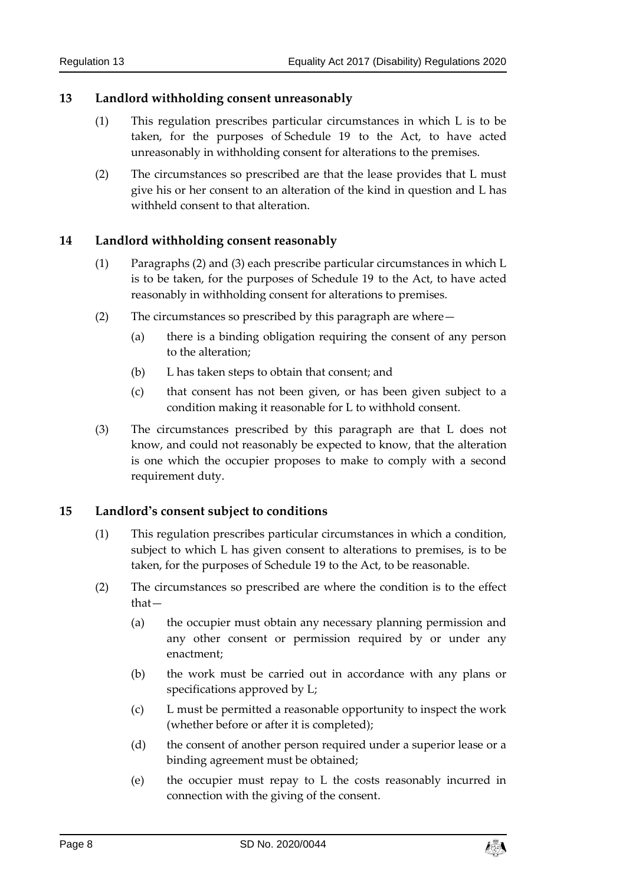## 13 Landlord withholding consent unreasonably

(1) This regulation prescribes particular circumstances in which L is to be taken, for the purposes of Schedule 19 to the Act, to have acted unreasonably in withholding consent for alterations to the premises.

(2) The circumstances so prescribed are that the lease provides that L must give his or her consent to an alteration of the kind in question and L has withheld consent to that alteration.

## 14 Landlord withholding consent reasonably

(1) Paragraphs (2) and (3) each prescribe particular circumstances in which L is to be taken, for the purposes of Schedule 19 to the Act, to have acted reasonably in withholding consent for alterations to premises.

(2) The circumstances so prescribed by this paragraph are where—

(a) there is a binding obligation requiring the consent of any person to the alteration;

(b) L has taken steps to obtain that consent; and

(c) that consent has not been given, or has been given subject to a condition making it reasonable for L to withhold consent.

(3) The circumstances prescribed by this paragraph are that L does not know, and could not reasonably be expected to know, that the alteration is one which the occupier proposes to make to comply with a second requirement duty.

## 15 Landlord's consent subject to conditions

(1) This regulation prescribes particular circumstances in which a condition, subject to which L has given consent to alterations to premises, is to be taken, for the purposes of Schedule 19 to the Act, to be reasonable.

(2) The circumstances so prescribed are where the condition is to the effect that—

(a) the occupier must obtain any necessary planning permission and any other consent or permission required by or under any enactment;

(b) the work must be carried out in accordance with any plans or specifications approved by L;

(c) L must be permitted a reasonable opportunity to inspect the work (whether before or after it is completed);

(d) the consent of another person required under a superior lease or a binding agreement must be obtained;

(e) the occupier must repay to L the costs reasonably incurred in connection with the giving of the consent.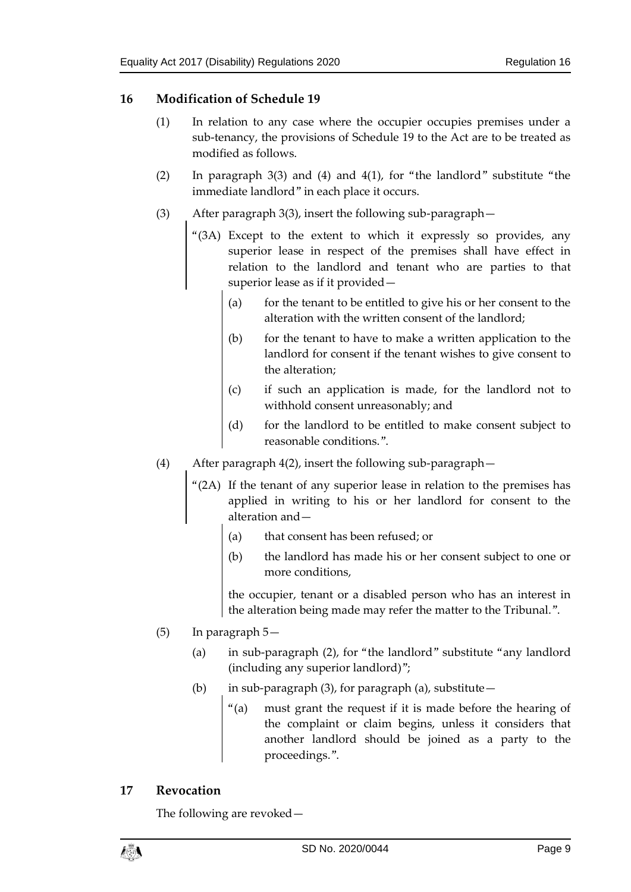## 16 Modification of Schedule 19

(1) In relation to any case where the occupier occupies premises under a sub-tenancy, the provisions of Schedule 19 to the Act are to be treated as modified as follows.

(2) In paragraph 3(3) and (4) and 4(1), for "the landlord" substitute "the immediate landlord" in each place it occurs.

(3) After paragraph 3(3), insert the following sub-paragraph—

> "(3A) Except to the extent to which it expressly so provides, any superior lease in respect of the premises shall have effect in relation to the landlord and tenant who are parties to that superior lease as if it provided—
>
> (a) for the tenant to be entitled to give his or her consent to the alteration with the written consent of the landlord;
>
> (b) for the tenant to have to make a written application to the landlord for consent if the tenant wishes to give consent to the alteration;
>
> (c) if such an application is made, for the landlord not to withhold consent unreasonably; and
>
> (d) for the landlord to be entitled to make consent subject to reasonable conditions.".

(4) After paragraph 4(2), insert the following sub-paragraph—

> "(2A) If the tenant of any superior lease in relation to the premises has applied in writing to his or her landlord for consent to the alteration and—
>
> (a) that consent has been refused; or
>
> (b) the landlord has made his or her consent subject to one or more conditions,
>
> the occupier, tenant or a disabled person who has an interest in the alteration being made may refer the matter to the Tribunal.".

(5) In paragraph 5—

(a) in sub-paragraph (2), for "the landlord" substitute "any landlord (including any superior landlord)";

(b) in sub-paragraph (3), for paragraph (a), substitute—

> "(a) must grant the request if it is made before the hearing of the complaint or claim begins, unless it considers that another landlord should be joined as a party to the proceedings.".

## 17 Revocation

The following are revoked—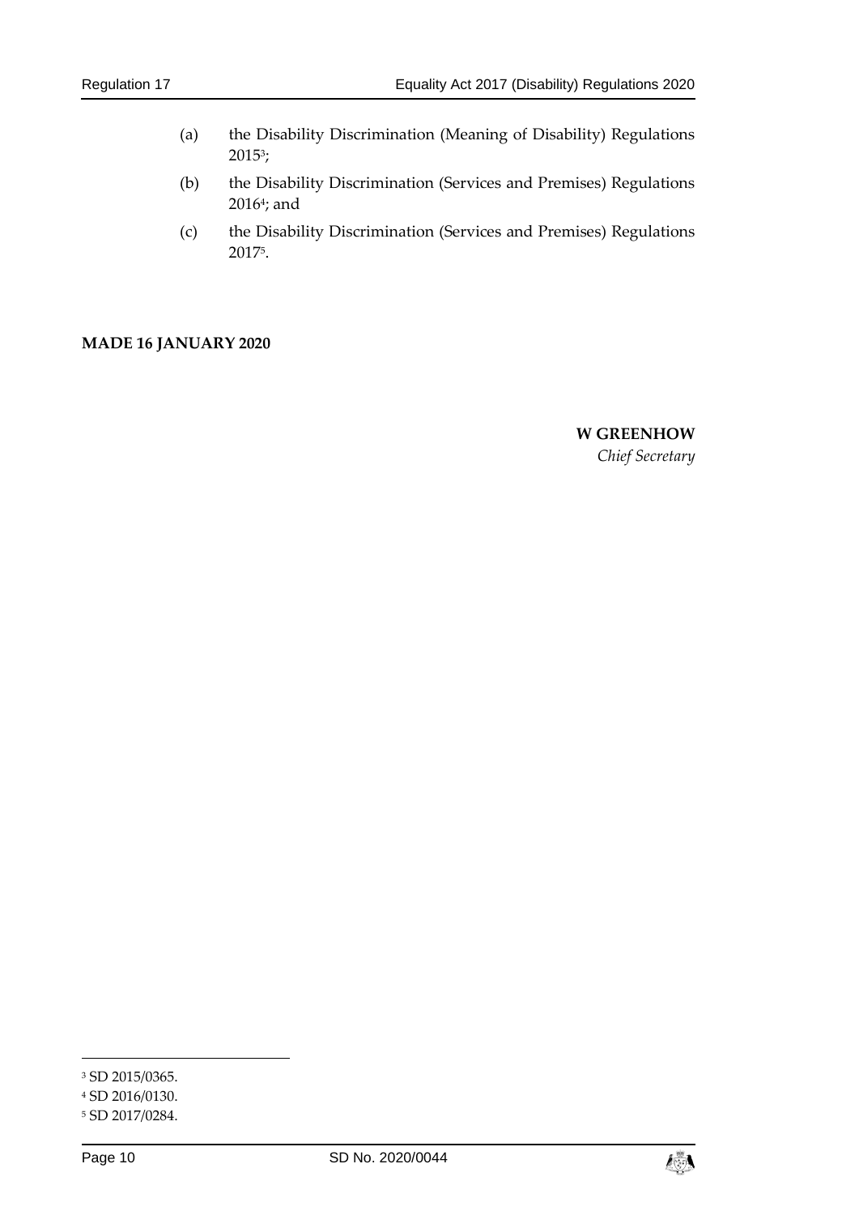(a) the Disability Discrimination (Meaning of Disability) Regulations 2015[3];

(b) the Disability Discrimination (Services and Premises) Regulations 2016[4]; and

(c) the Disability Discrimination (Services and Premises) Regulations 2017[5].

**MADE 16 JANUARY 2020**

**W GREENHOW**
*Chief Secretary*

---

[3] SD 2015/0365.

[4] SD 2016/0130.

[5] SD 2017/0284.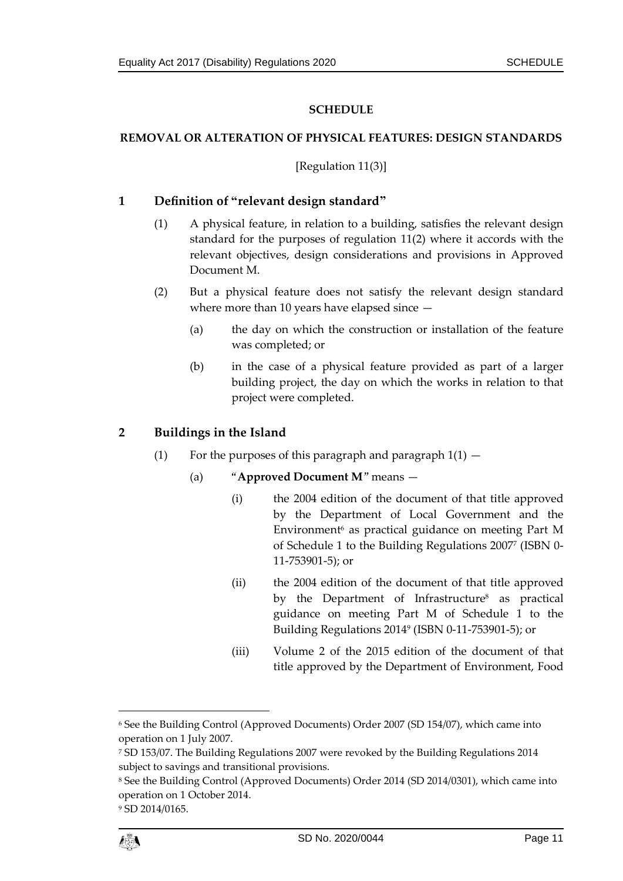## SCHEDULE

### REMOVAL OR ALTERATION OF PHYSICAL FEATURES: DESIGN STANDARDS

[Regulation 11(3)]

### 1 Definition of "relevant design standard"

(1) A physical feature, in relation to a building, satisfies the relevant design standard for the purposes of regulation 11(2) where it accords with the relevant objectives, design considerations and provisions in Approved Document M.

(2) But a physical feature does not satisfy the relevant design standard where more than 10 years have elapsed since —

(a) the day on which the construction or installation of the feature was completed; or

(b) in the case of a physical feature provided as part of a larger building project, the day on which the works in relation to that project were completed.

### 2 Buildings in the Island

(1) For the purposes of this paragraph and paragraph 1(1) —

(a) "**Approved Document M**" means —

(i) the 2004 edition of the document of that title approved by the Department of Local Government and the Environment[6] as practical guidance on meeting Part M of Schedule 1 to the Building Regulations 2007[7] (ISBN 0-11-753901-5); or

(ii) the 2004 edition of the document of that title approved by the Department of Infrastructure[8] as practical guidance on meeting Part M of Schedule 1 to the Building Regulations 2014[9] (ISBN 0-11-753901-5); or

(iii) Volume 2 of the 2015 edition of the document of that title approved by the Department of Environment, Food

---

[6] See the Building Control (Approved Documents) Order 2007 (SD 154/07), which came into operation on 1 July 2007.

[7] SD 153/07. The Building Regulations 2007 were revoked by the Building Regulations 2014 subject to savings and transitional provisions.

[8] See the Building Control (Approved Documents) Order 2014 (SD 2014/0301), which came into operation on 1 October 2014.

[9] SD 2014/0165.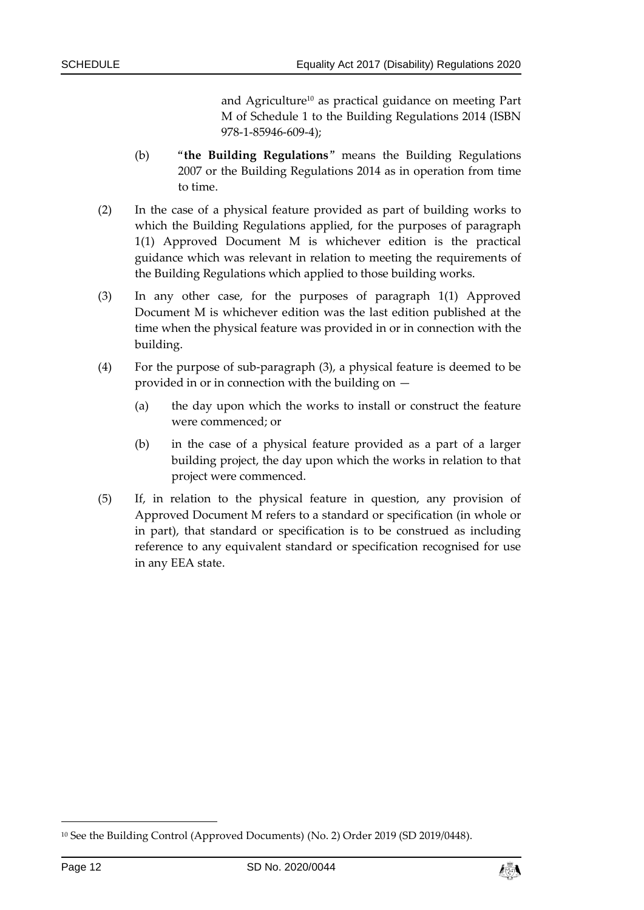and Agriculture[10] as practical guidance on meeting Part M of Schedule 1 to the Building Regulations 2014 (ISBN 978-1-85946-609-4);

(b) "**the Building Regulations**" means the Building Regulations 2007 or the Building Regulations 2014 as in operation from time to time.

(2) In the case of a physical feature provided as part of building works to which the Building Regulations applied, for the purposes of paragraph 1(1) Approved Document M is whichever edition is the practical guidance which was relevant in relation to meeting the requirements of the Building Regulations which applied to those building works.

(3) In any other case, for the purposes of paragraph 1(1) Approved Document M is whichever edition was the last edition published at the time when the physical feature was provided in or in connection with the building.

(4) For the purpose of sub-paragraph (3), a physical feature is deemed to be provided in or in connection with the building on —

(a) the day upon which the works to install or construct the feature were commenced; or

(b) in the case of a physical feature provided as a part of a larger building project, the day upon which the works in relation to that project were commenced.

(5) If, in relation to the physical feature in question, any provision of Approved Document M refers to a standard or specification (in whole or in part), that standard or specification is to be construed as including reference to any equivalent standard or specification recognised for use in any EEA state.

[10] See the Building Control (Approved Documents) (No. 2) Order 2019 (SD 2019/0448).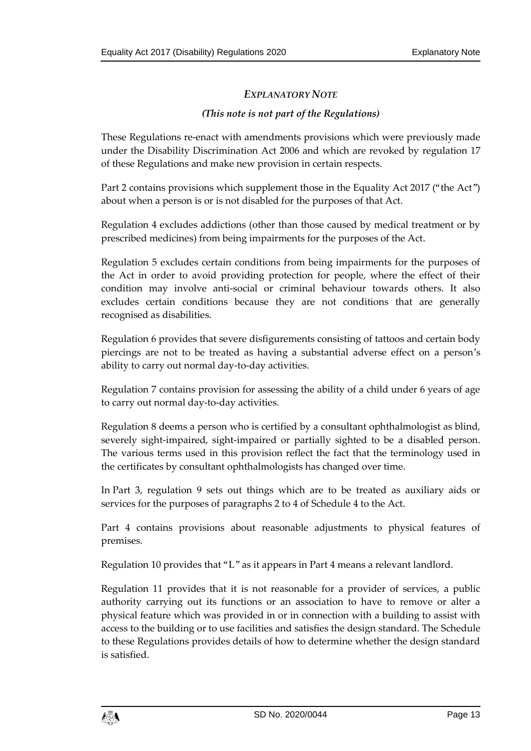## *EXPLANATORY NOTE*

***(This note is not part of the Regulations)***

These Regulations re-enact with amendments provisions which were previously made under the Disability Discrimination Act 2006 and which are revoked by regulation 17 of these Regulations and make new provision in certain respects.

Part 2 contains provisions which supplement those in the Equality Act 2017 ("the Act") about when a person is or is not disabled for the purposes of that Act.

Regulation 4 excludes addictions (other than those caused by medical treatment or by prescribed medicines) from being impairments for the purposes of the Act.

Regulation 5 excludes certain conditions from being impairments for the purposes of the Act in order to avoid providing protection for people, where the effect of their condition may involve anti-social or criminal behaviour towards others. It also excludes certain conditions because they are not conditions that are generally recognised as disabilities.

Regulation 6 provides that severe disfigurements consisting of tattoos and certain body piercings are not to be treated as having a substantial adverse effect on a person's ability to carry out normal day-to-day activities.

Regulation 7 contains provision for assessing the ability of a child under 6 years of age to carry out normal day-to-day activities.

Regulation 8 deems a person who is certified by a consultant ophthalmologist as blind, severely sight-impaired, sight-impaired or partially sighted to be a disabled person. The various terms used in this provision reflect the fact that the terminology used in the certificates by consultant ophthalmologists has changed over time.

In Part 3, regulation 9 sets out things which are to be treated as auxiliary aids or services for the purposes of paragraphs 2 to 4 of Schedule 4 to the Act.

Part 4 contains provisions about reasonable adjustments to physical features of premises.

Regulation 10 provides that "L" as it appears in Part 4 means a relevant landlord.

Regulation 11 provides that it is not reasonable for a provider of services, a public authority carrying out its functions or an association to have to remove or alter a physical feature which was provided in or in connection with a building to assist with access to the building or to use facilities and satisfies the design standard. The Schedule to these Regulations provides details of how to determine whether the design standard is satisfied.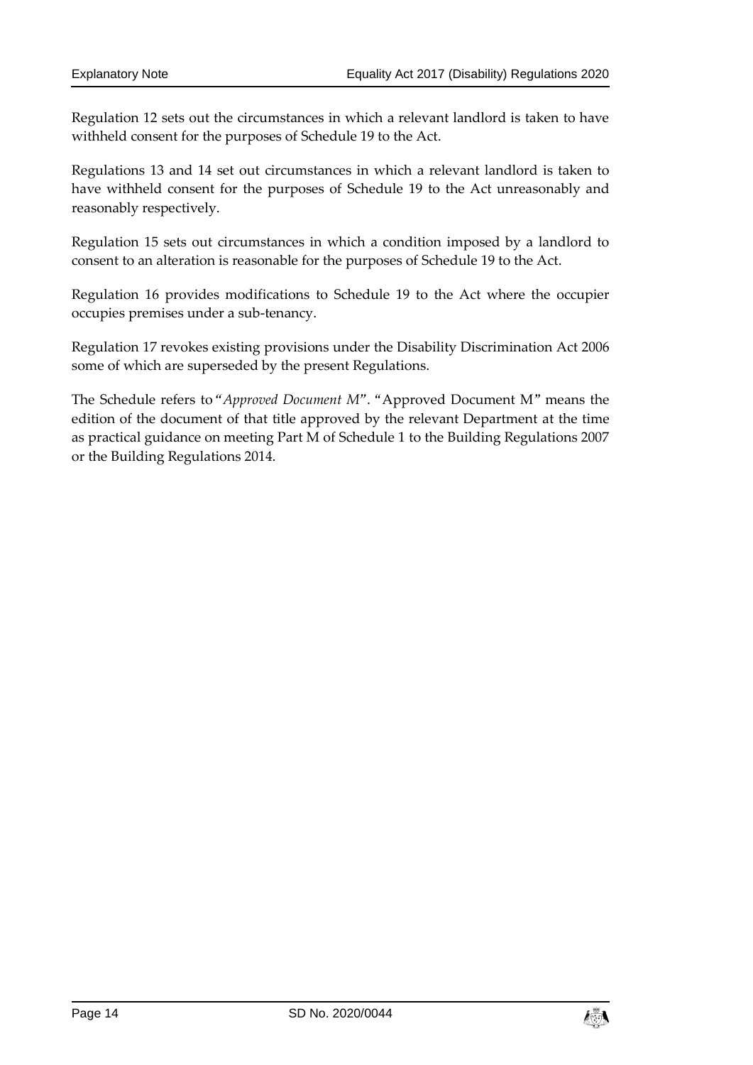Regulation 12 sets out the circumstances in which a relevant landlord is taken to have withheld consent for the purposes of Schedule 19 to the Act.

Regulations 13 and 14 set out circumstances in which a relevant landlord is taken to have withheld consent for the purposes of Schedule 19 to the Act unreasonably and reasonably respectively.

Regulation 15 sets out circumstances in which a condition imposed by a landlord to consent to an alteration is reasonable for the purposes of Schedule 19 to the Act.

Regulation 16 provides modifications to Schedule 19 to the Act where the occupier occupies premises under a sub-tenancy.

Regulation 17 revokes existing provisions under the Disability Discrimination Act 2006 some of which are superseded by the present Regulations.

The Schedule refers to "*Approved Document M*". "Approved Document M" means the edition of the document of that title approved by the relevant Department at the time as practical guidance on meeting Part M of Schedule 1 to the Building Regulations 2007 or the Building Regulations 2014.